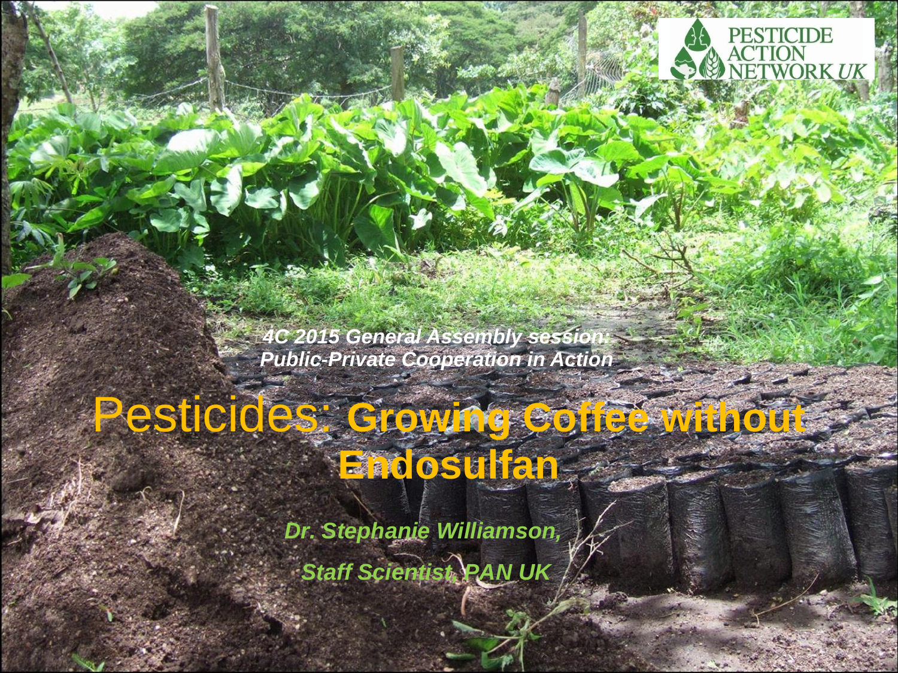PESTICIDE ACTION NETWORK UK

*4C 2015 General Assembly session: Public-Private Cooperation in Action*

# Pesticides: **Growing Coffee without Endosulfan**

***Dr. Stephanie Williamson,***

***Staff Scientist, PAN UK***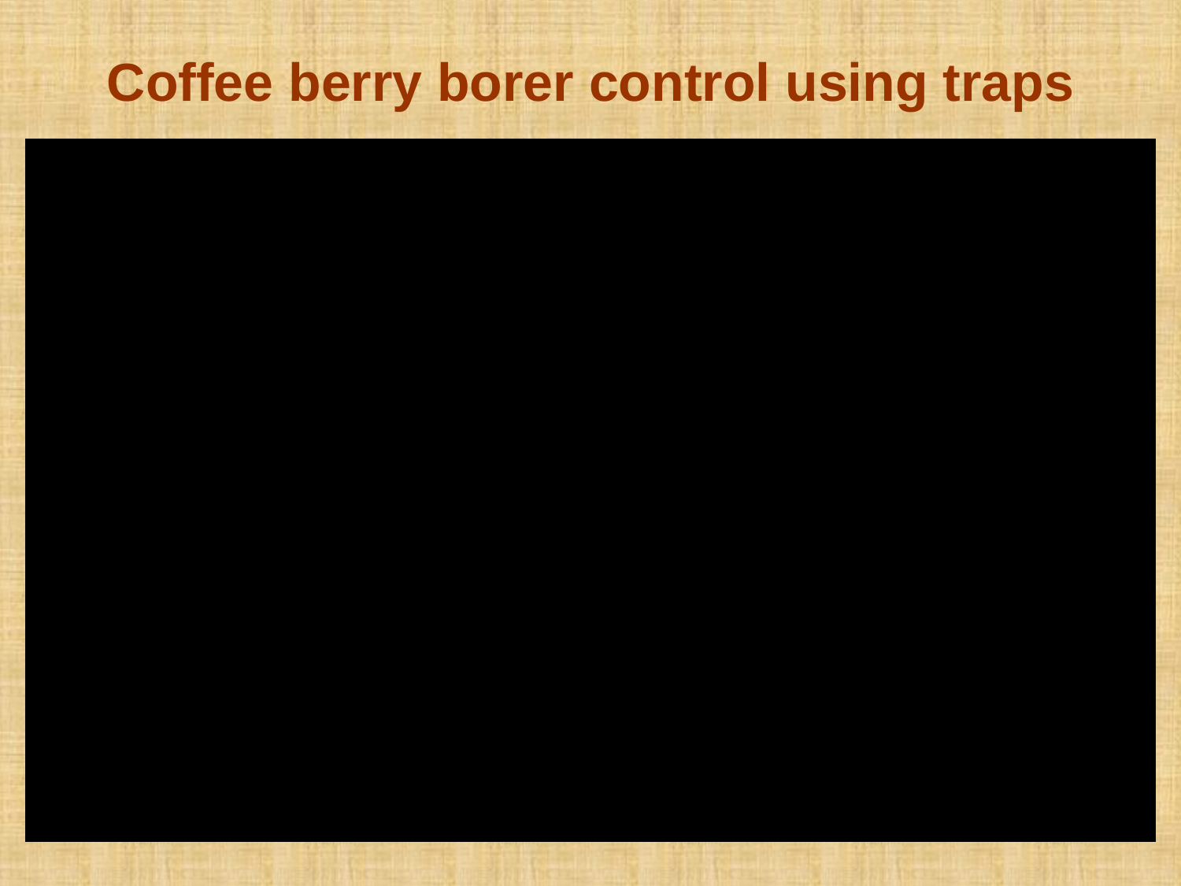# Coffee berry borer control using traps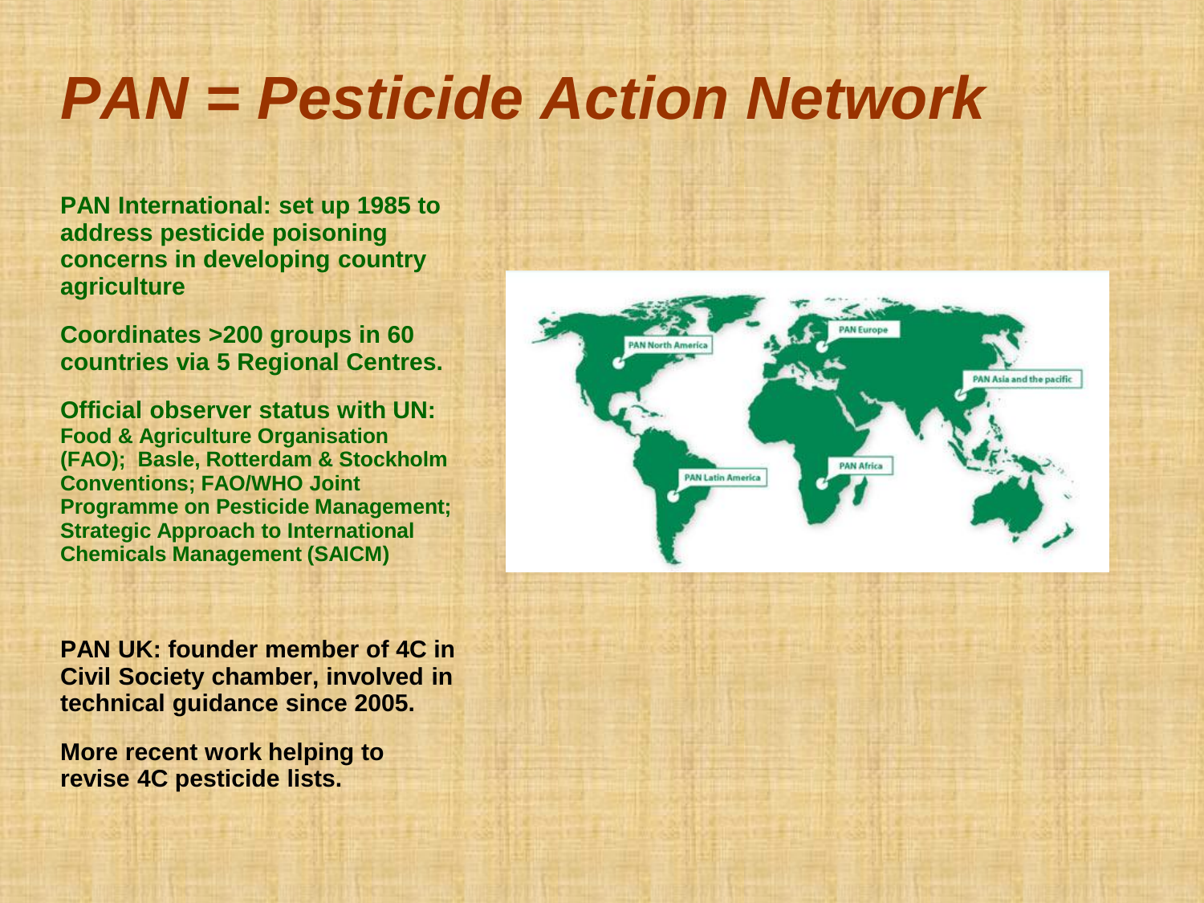# *PAN = Pesticide Action Network*

**PAN International: set up 1985 to address pesticide poisoning concerns in developing country agriculture**

**Coordinates >200 groups in 60 countries via 5 Regional Centres.**

**Official observer status with UN: Food & Agriculture Organisation (FAO); Basle, Rotterdam & Stockholm Conventions; FAO/WHO Joint Programme on Pesticide Management; Strategic Approach to International Chemicals Management (SAICM)**

**PAN UK: founder member of 4C in Civil Society chamber, involved in technical guidance since 2005.**

**More recent work helping to revise 4C pesticide lists.**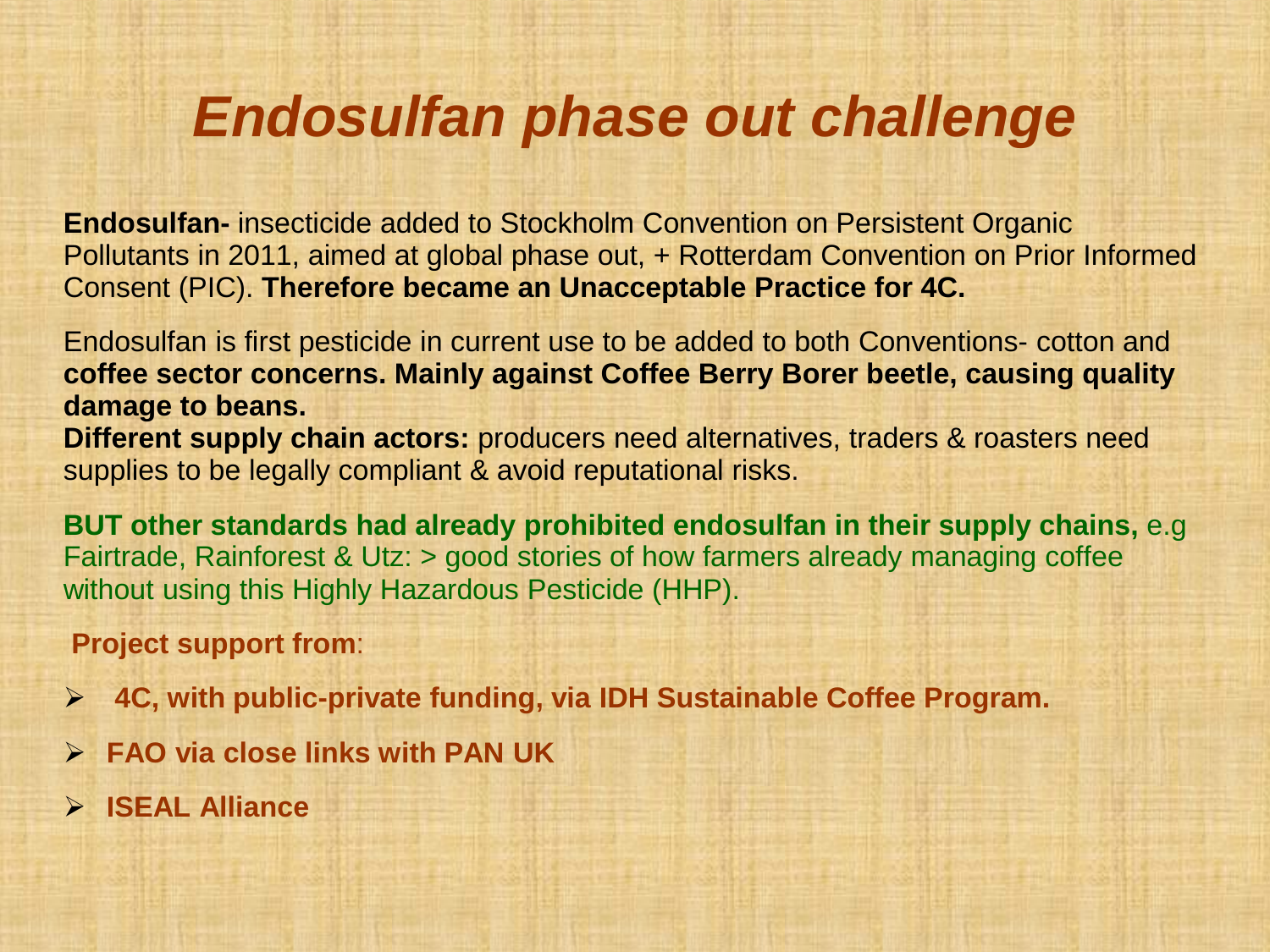# *Endosulfan phase out challenge*

**Endosulfan-** insecticide added to Stockholm Convention on Persistent Organic Pollutants in 2011, aimed at global phase out, + Rotterdam Convention on Prior Informed Consent (PIC). **Therefore became an Unacceptable Practice for 4C.**

Endosulfan is first pesticide in current use to be added to both Conventions- cotton and **coffee sector concerns. Mainly against Coffee Berry Borer beetle, causing quality damage to beans.**
**Different supply chain actors:** producers need alternatives, traders & roasters need supplies to be legally compliant & avoid reputational risks.

**BUT other standards had already prohibited endosulfan in their supply chains,** e.g Fairtrade, Rainforest & Utz: > good stories of how farmers already managing coffee without using this Highly Hazardous Pesticide (HHP).

**Project support from**:

- **4C, with public-private funding, via IDH Sustainable Coffee Program.**
- **FAO via close links with PAN UK**
- **ISEAL Alliance**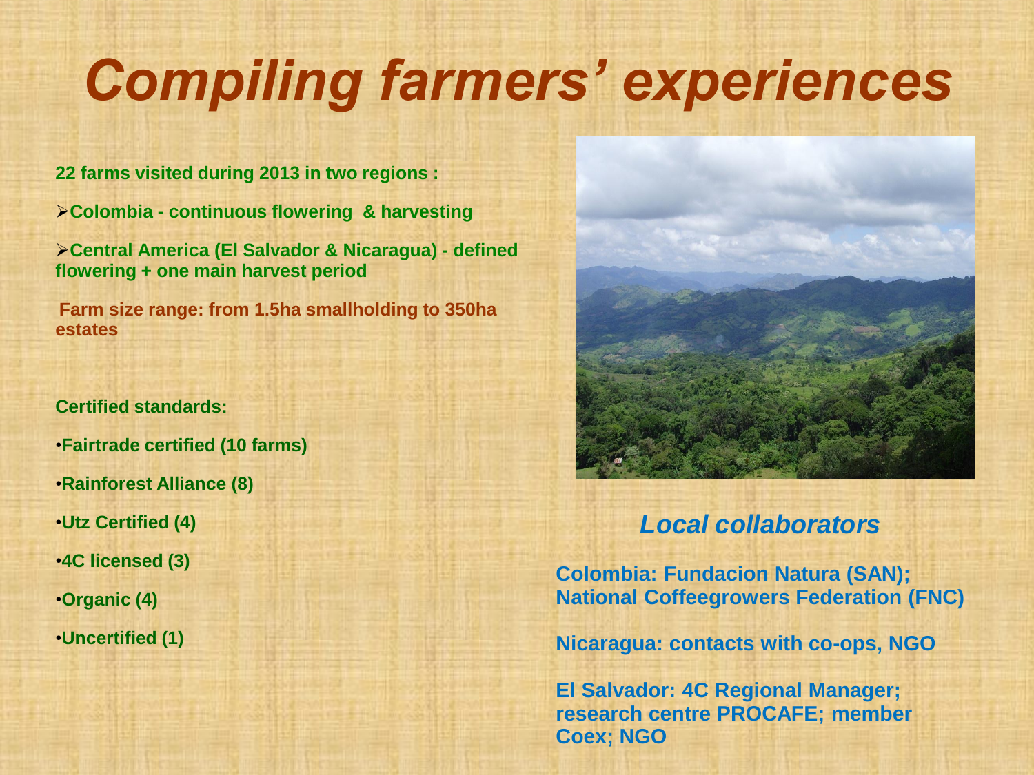# *Compiling farmers' experiences*

**22 farms visited during 2013 in two regions :**

- **Colombia - continuous flowering & harvesting**
- **Central America (El Salvador & Nicaragua) - defined flowering + one main harvest period**

**Farm size range: from 1.5ha smallholding to 350ha estates**

**Certified standards:**

- **Fairtrade certified (10 farms)**
- **Rainforest Alliance (8)**
- **Utz Certified (4)**
- **4C licensed (3)**
- **Organic (4)**
- **Uncertified (1)**

## *Local collaborators*

**Colombia: Fundacion Natura (SAN); National Coffeegrowers Federation (FNC)**

**Nicaragua: contacts with co-ops, NGO**

**El Salvador: 4C Regional Manager; research centre PROCAFE; member Coex; NGO**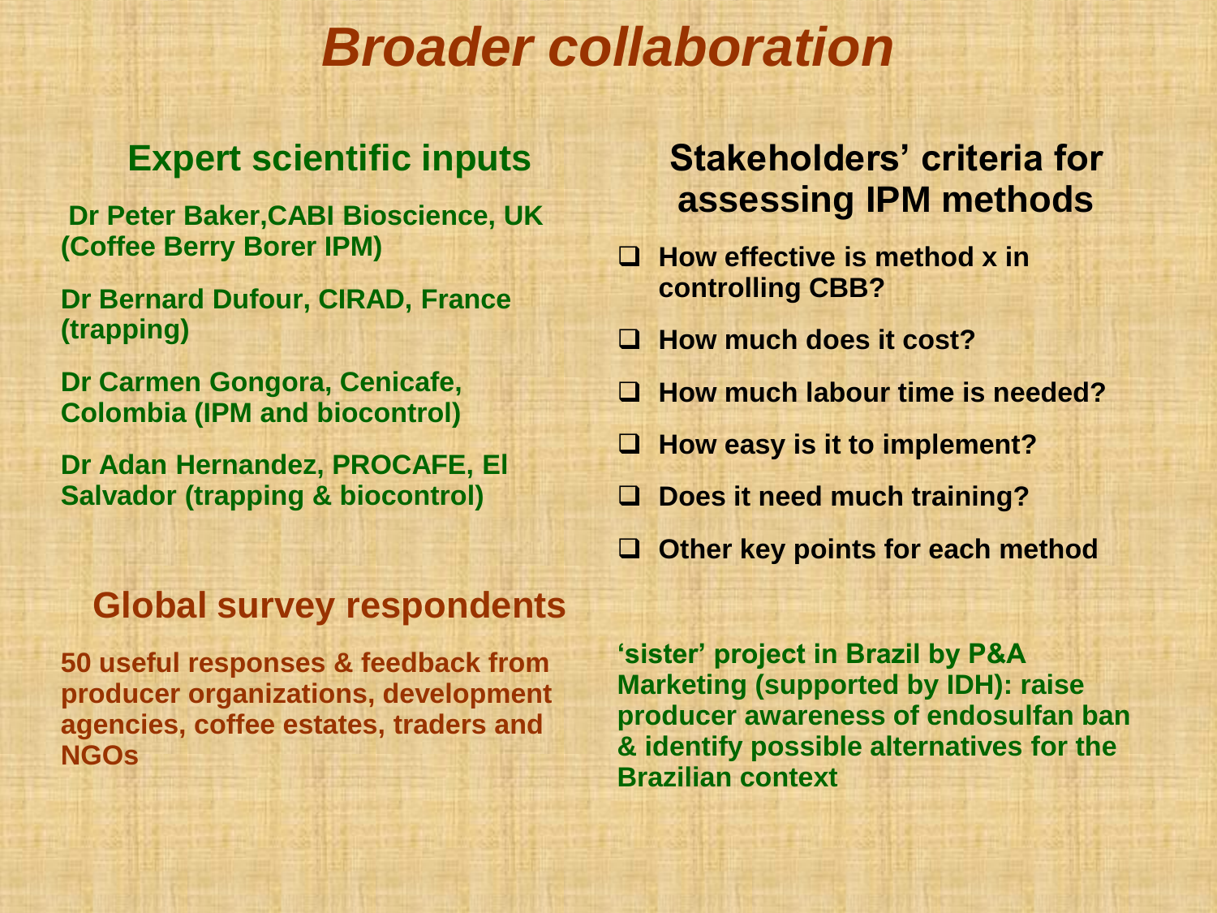# *Broader collaboration*

## Expert scientific inputs

**Dr Peter Baker,CABI Bioscience, UK (Coffee Berry Borer IPM)**

**Dr Bernard Dufour, CIRAD, France (trapping)**

**Dr Carmen Gongora, Cenicafe, Colombia (IPM and biocontrol)**

**Dr Adan Hernandez, PROCAFE, El Salvador (trapping & biocontrol)**

## Global survey respondents

**50 useful responses & feedback from producer organizations, development agencies, coffee estates, traders and NGOs**

## Stakeholders' criteria for assessing IPM methods

- **How effective is method x in controlling CBB?**
- **How much does it cost?**
- **How much labour time is needed?**
- **How easy is it to implement?**
- **Does it need much training?**
- **Other key points for each method**

**'sister' project in Brazil by P&A Marketing (supported by IDH): raise producer awareness of endosulfan ban & identify possible alternatives for the Brazilian context**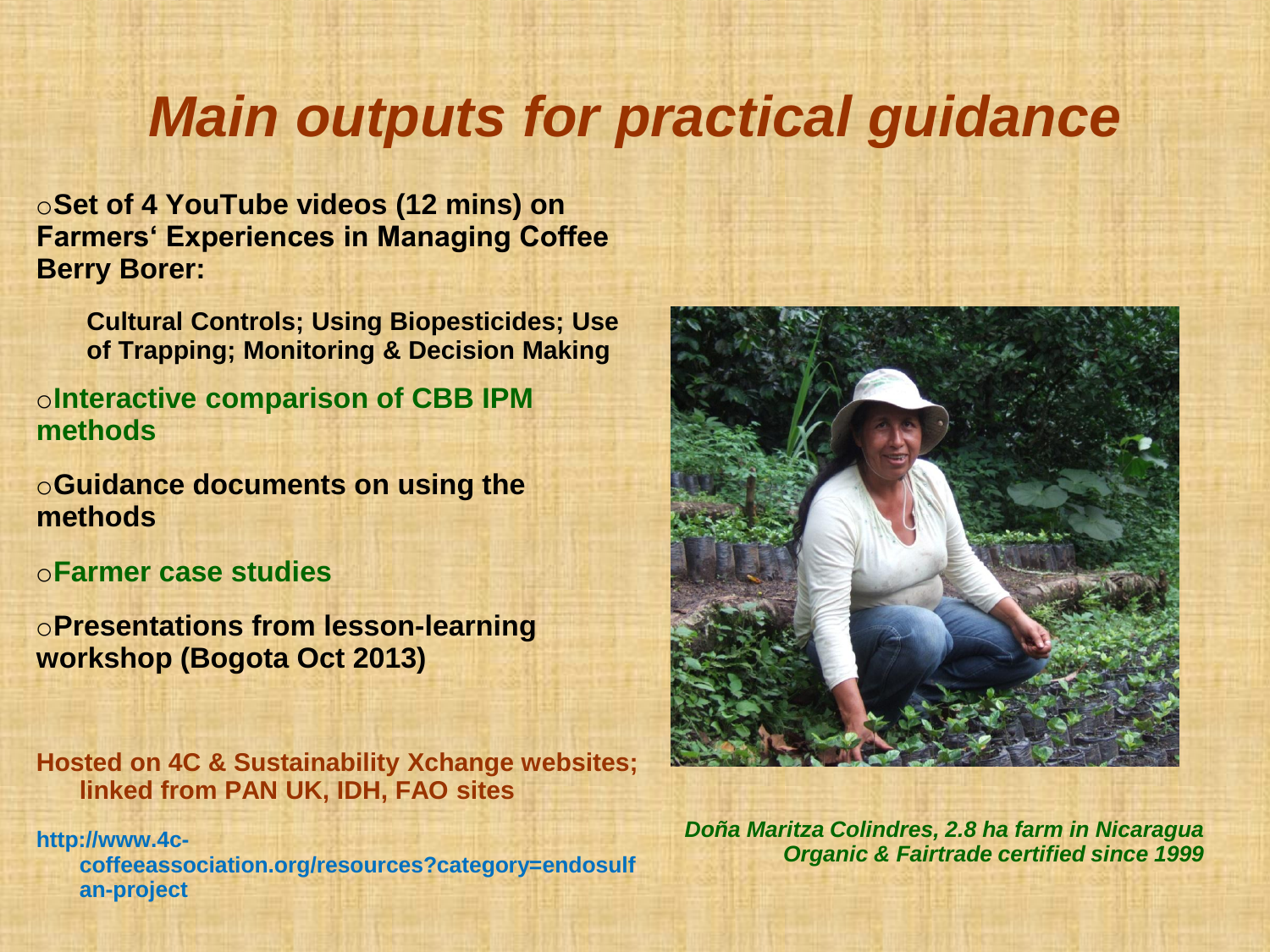# Main outputs for practical guidance

- **Set of 4 YouTube videos (12 mins) on Farmers' Experiences in Managing Coffee Berry Borer:**

  **Cultural Controls; Using Biopesticides; Use of Trapping; Monitoring & Decision Making**

- **Interactive comparison of CBB IPM methods**
- **Guidance documents on using the methods**
- **Farmer case studies**
- **Presentations from lesson-learning workshop (Bogota Oct 2013)**

**Hosted on 4C & Sustainability Xchange websites; linked from PAN UK, IDH, FAO sites**

**http://www.4c-coffeeassociation.org/resources?category=endosulfan-project**

***Doña Maritza Colindres, 2.8 ha farm in Nicaragua Organic & Fairtrade certified since 1999***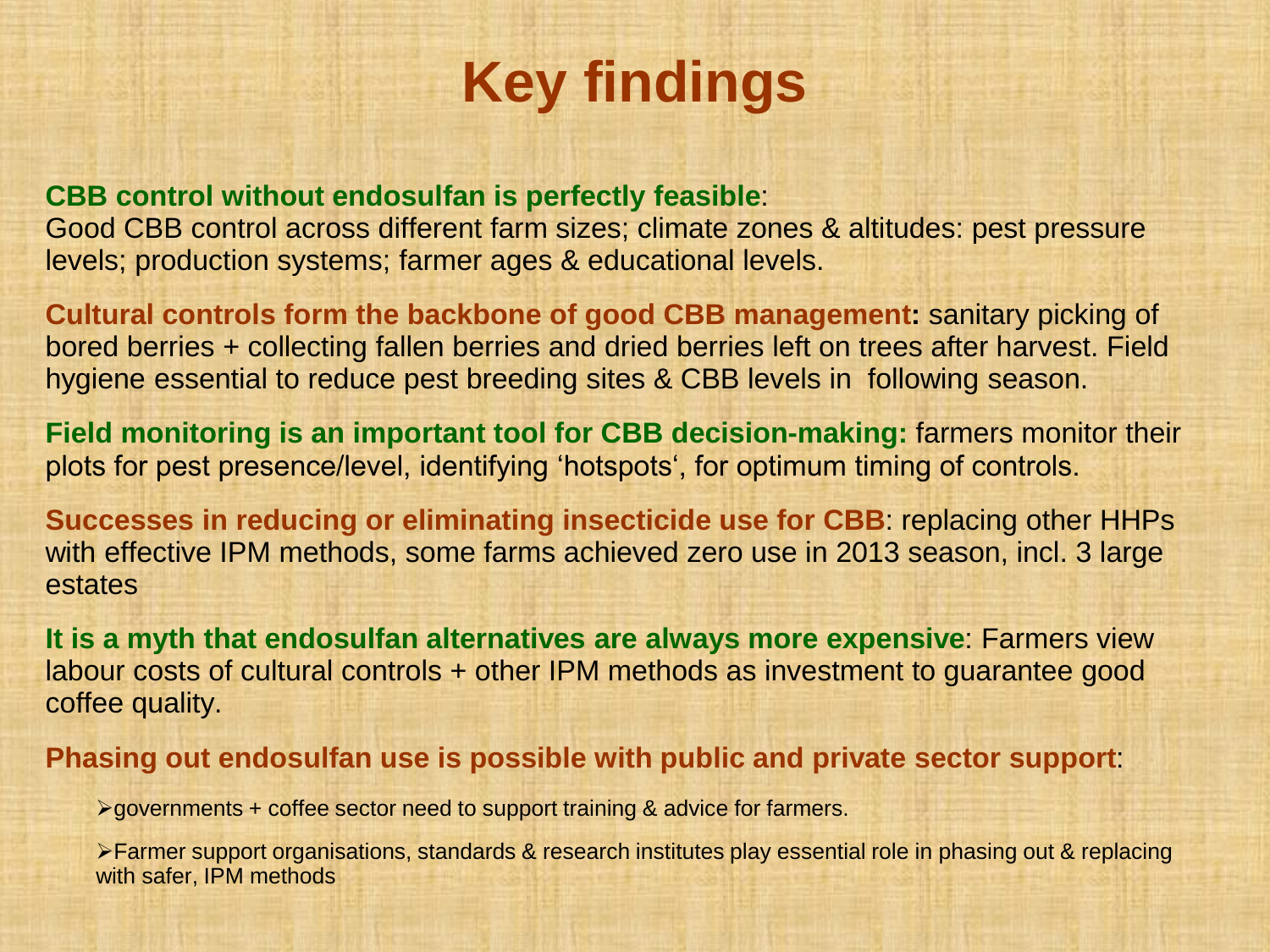# Key findings

**CBB control without endosulfan is perfectly feasible**:
Good CBB control across different farm sizes; climate zones & altitudes: pest pressure levels; production systems; farmer ages & educational levels.

**Cultural controls form the backbone of good CBB management:** sanitary picking of bored berries + collecting fallen berries and dried berries left on trees after harvest. Field hygiene essential to reduce pest breeding sites & CBB levels in following season.

**Field monitoring is an important tool for CBB decision-making:** farmers monitor their plots for pest presence/level, identifying 'hotspots', for optimum timing of controls.

**Successes in reducing or eliminating insecticide use for CBB**: replacing other HHPs with effective IPM methods, some farms achieved zero use in 2013 season, incl. 3 large estates

**It is a myth that endosulfan alternatives are always more expensive**: Farmers view labour costs of cultural controls + other IPM methods as investment to guarantee good coffee quality.

**Phasing out endosulfan use is possible with public and private sector support**:

- governments + coffee sector need to support training & advice for farmers.
- Farmer support organisations, standards & research institutes play essential role in phasing out & replacing with safer, IPM methods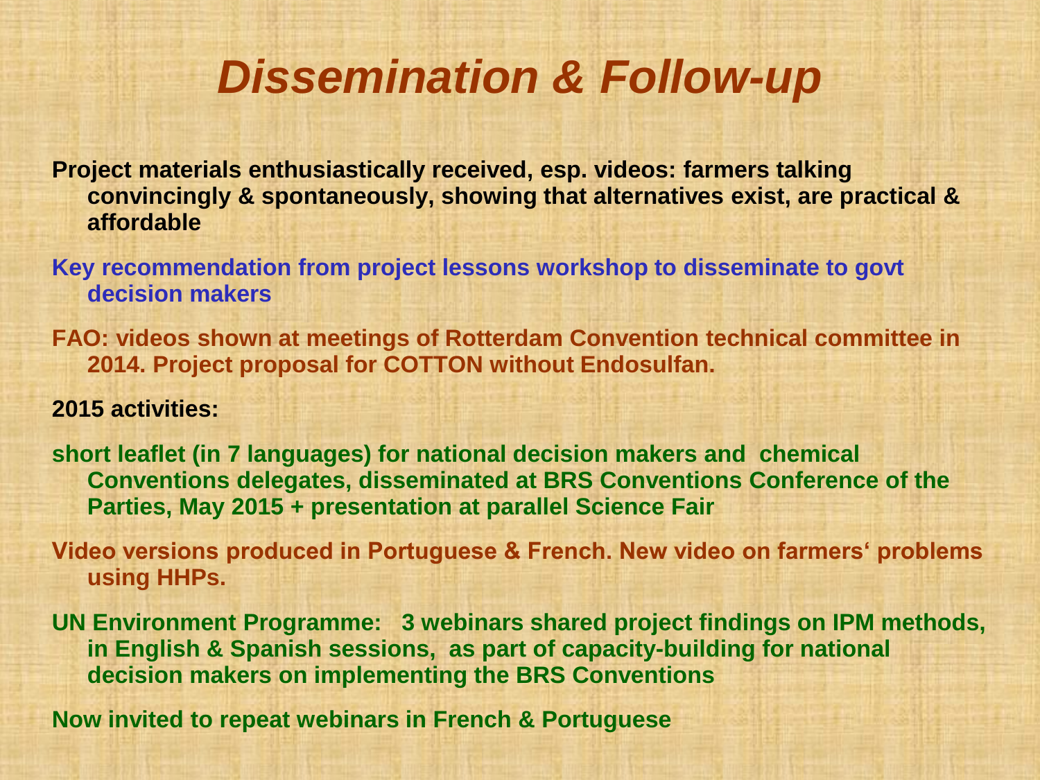# *Dissemination & Follow-up*

**Project materials enthusiastically received, esp. videos: farmers talking convincingly & spontaneously, showing that alternatives exist, are practical & affordable**

**Key recommendation from project lessons workshop to disseminate to govt decision makers**

**FAO: videos shown at meetings of Rotterdam Convention technical committee in 2014. Project proposal for COTTON without Endosulfan.**

**2015 activities:**

**short leaflet (in 7 languages) for national decision makers and chemical Conventions delegates, disseminated at BRS Conventions Conference of the Parties, May 2015 + presentation at parallel Science Fair**

**Video versions produced in Portuguese & French. New video on farmers' problems using HHPs.**

**UN Environment Programme: 3 webinars shared project findings on IPM methods, in English & Spanish sessions, as part of capacity-building for national decision makers on implementing the BRS Conventions**

**Now invited to repeat webinars in French & Portuguese**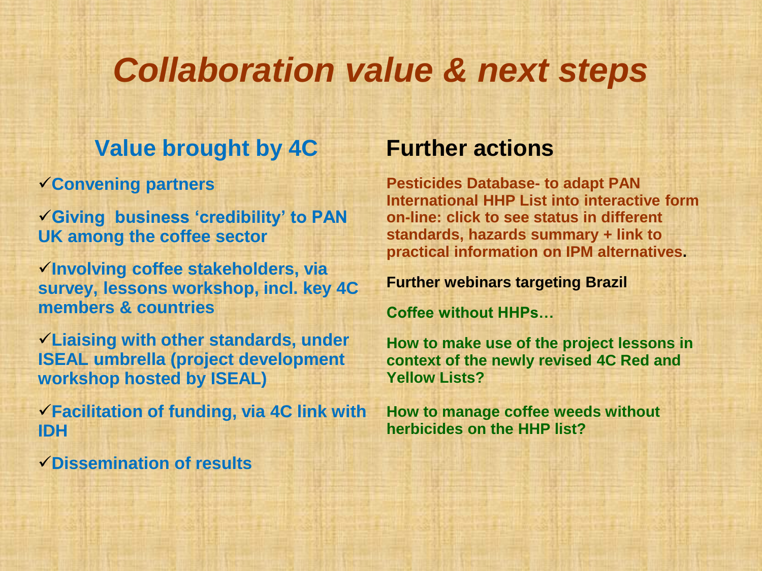# *Collaboration value & next steps*

## Value brought by 4C

- ✓**Convening partners**
- ✓**Giving business 'credibility' to PAN UK among the coffee sector**
- ✓**Involving coffee stakeholders, via survey, lessons workshop, incl. key 4C members & countries**
- ✓**Liaising with other standards, under ISEAL umbrella (project development workshop hosted by ISEAL)**
- ✓**Facilitation of funding, via 4C link with IDH**
- ✓**Dissemination of results**

## Further actions

**Pesticides Database- to adapt PAN International HHP List into interactive form on-line: click to see status in different standards, hazards summary + link to practical information on IPM alternatives.**

**Further webinars targeting Brazil**

**Coffee without HHPs…**

**How to make use of the project lessons in context of the newly revised 4C Red and Yellow Lists?**

**How to manage coffee weeds without herbicides on the HHP list?**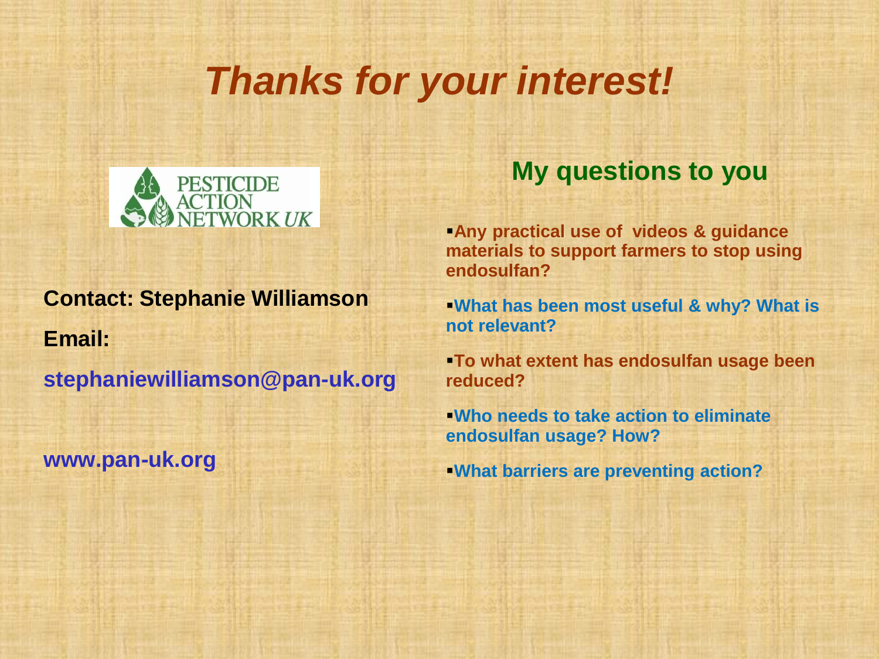# *Thanks for your interest!*

PESTICIDE ACTION NETWORK *UK*

**Contact: Stephanie Williamson**

**Email:**

**stephaniewilliamson@pan-uk.org**

**www.pan-uk.org**

## My questions to you

- **Any practical use of videos & guidance materials to support farmers to stop using endosulfan?**
- **What has been most useful & why? What is not relevant?**
- **To what extent has endosulfan usage been reduced?**
- **Who needs to take action to eliminate endosulfan usage? How?**
- **What barriers are preventing action?**